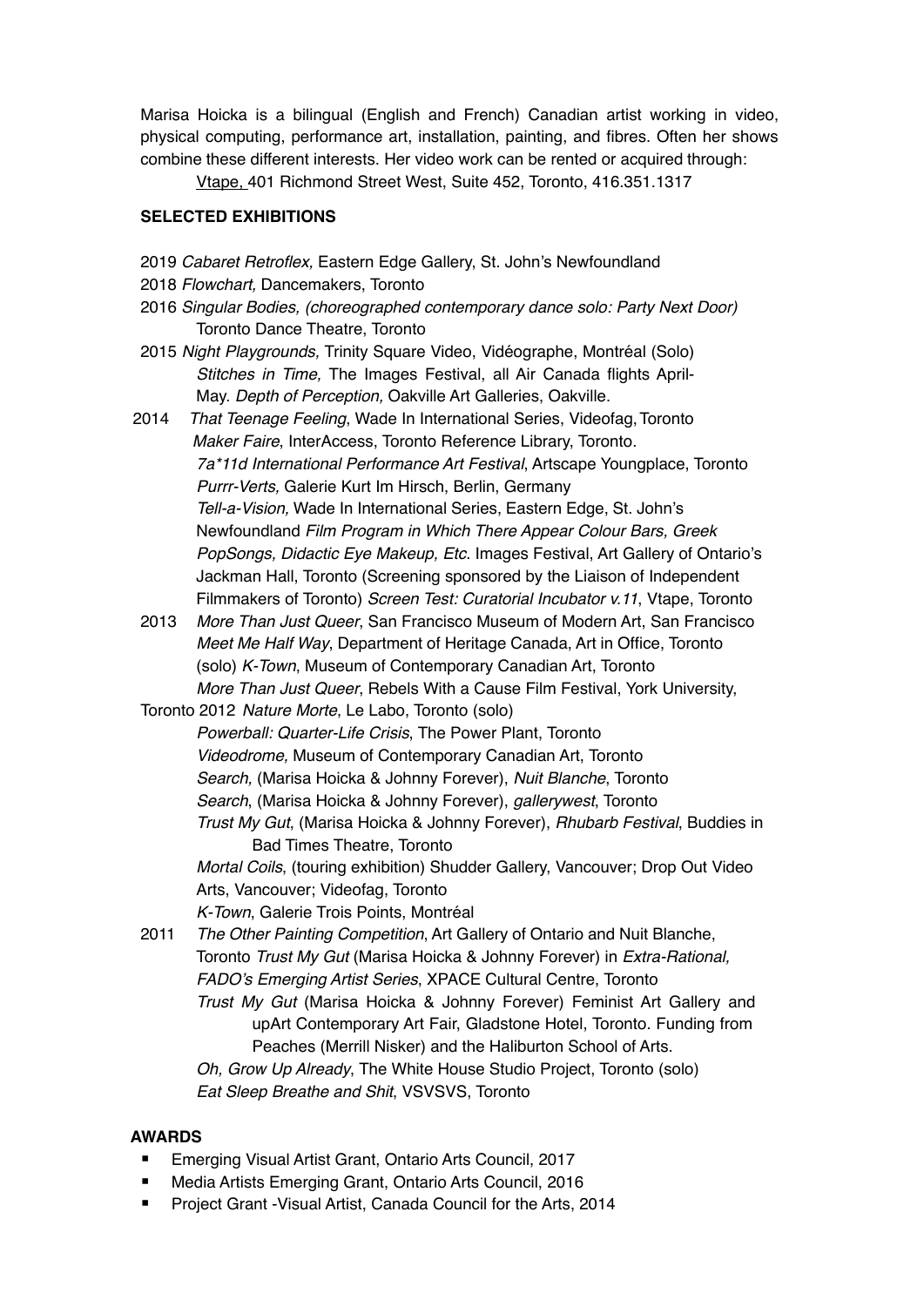Marisa Hoicka is a bilingual (English and French) Canadian artist working in video, physical computing, performance art, installation, painting, and fibres. Often her shows combine these different interests. Her video work can be rented or acquired through:

Vtape, 401 Richmond Street West, Suite 452, Toronto, 416.351.1317

## SELECTED EXHIBITIONS

2019 *Cabaret Retroflex,* Eastern Edge Gallery, St. John's Newfoundland

2018 *Flowchart,* Dancemakers, Toronto

2016 *Singular Bodies, (choreographed contemporary dance solo: Party Next Door)* Toronto Dance Theatre, Toronto

2015 *Night Playgrounds,* Trinity Square Video, Vidéographe, Montréal (Solo)
*Stitches in Time,* The Images Festival, all Air Canada flights April-May. *Depth of Perception,* Oakville Art Galleries, Oakville.

2014 *That Teenage Feeling*, Wade In International Series, Videofag, Toronto
*Maker Faire*, InterAccess, Toronto Reference Library, Toronto.
*7a*11d International Performance Art Festival*, Artscape Youngplace, Toronto
*Purrr-Verts,* Galerie Kurt Im Hirsch, Berlin, Germany
*Tell-a-Vision,* Wade In International Series, Eastern Edge, St. John's Newfoundland *Film Program in Which There Appear Colour Bars, Greek PopSongs, Didactic Eye Makeup, Etc*. Images Festival, Art Gallery of Ontario's Jackman Hall, Toronto (Screening sponsored by the Liaison of Independent Filmmakers of Toronto) *Screen Test: Curatorial Incubator v.11*, Vtape, Toronto

2013 *More Than Just Queer*, San Francisco Museum of Modern Art, San Francisco
*Meet Me Half Way*, Department of Heritage Canada, Art in Office, Toronto (solo) *K-Town*, Museum of Contemporary Canadian Art, Toronto
*More Than Just Queer*, Rebels With a Cause Film Festival, York University, Toronto

2012 *Nature Morte*, Le Labo, Toronto (solo)
*Powerball: Quarter-Life Crisis*, The Power Plant, Toronto
*Videodrome,* Museum of Contemporary Canadian Art, Toronto
*Search,* (Marisa Hoicka & Johnny Forever), *Nuit Blanche*, Toronto
*Search*, (Marisa Hoicka & Johnny Forever), *gallerywest*, Toronto
*Trust My Gut*, (Marisa Hoicka & Johnny Forever), *Rhubarb Festival*, Buddies in Bad Times Theatre, Toronto
*Mortal Coils*, (touring exhibition) Shudder Gallery, Vancouver; Drop Out Video Arts, Vancouver; Videofag, Toronto
*K-Town*, Galerie Trois Points, Montréal

2011 *The Other Painting Competition*, Art Gallery of Ontario and Nuit Blanche, Toronto *Trust My Gut* (Marisa Hoicka & Johnny Forever) in *Extra-Rational, FADO's Emerging Artist Series*, XPACE Cultural Centre, Toronto
*Trust My Gut* (Marisa Hoicka & Johnny Forever) Feminist Art Gallery and upArt Contemporary Art Fair, Gladstone Hotel, Toronto. Funding from Peaches (Merrill Nisker) and the Haliburton School of Arts.
*Oh, Grow Up Already*, The White House Studio Project, Toronto (solo)
*Eat Sleep Breathe and Shit*, VSVSVS, Toronto

## AWARDS

- Emerging Visual Artist Grant, Ontario Arts Council, 2017
- Media Artists Emerging Grant, Ontario Arts Council, 2016
- Project Grant -Visual Artist, Canada Council for the Arts, 2014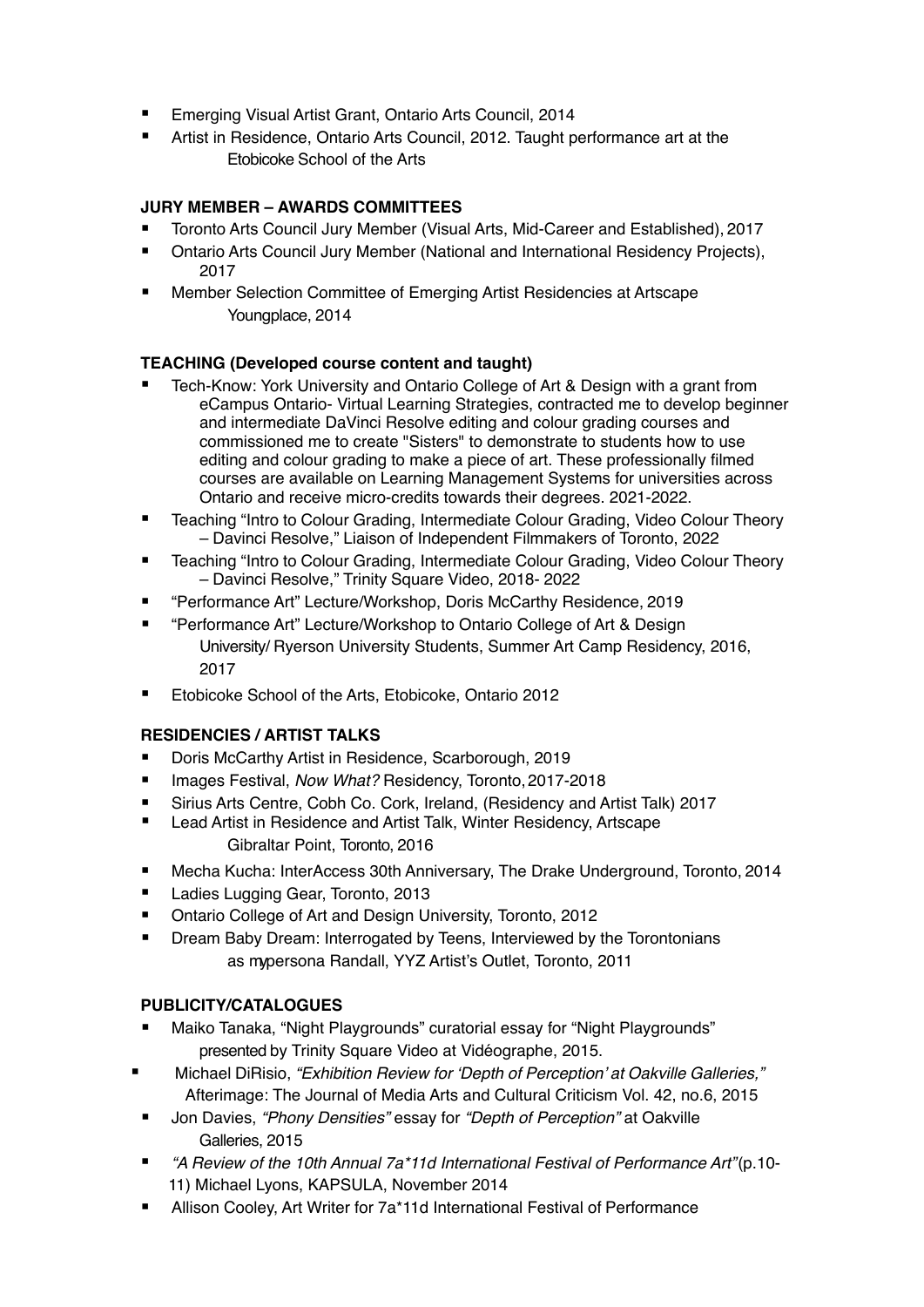- Emerging Visual Artist Grant, Ontario Arts Council, 2014
- Artist in Residence, Ontario Arts Council, 2012. Taught performance art at the Etobicoke School of the Arts

**JURY MEMBER – AWARDS COMMITTEES**

- Toronto Arts Council Jury Member (Visual Arts, Mid-Career and Established), 2017
- Ontario Arts Council Jury Member (National and International Residency Projects), 2017
- Member Selection Committee of Emerging Artist Residencies at Artscape Youngplace, 2014

**TEACHING (Developed course content and taught)**

- Tech-Know: York University and Ontario College of Art & Design with a grant from eCampus Ontario- Virtual Learning Strategies, contracted me to develop beginner and intermediate DaVinci Resolve editing and colour grading courses and commissioned me to create "Sisters" to demonstrate to students how to use editing and colour grading to make a piece of art. These professionally filmed courses are available on Learning Management Systems for universities across Ontario and receive micro-credits towards their degrees. 2021-2022.
- Teaching "Intro to Colour Grading, Intermediate Colour Grading, Video Colour Theory – Davinci Resolve," Liaison of Independent Filmmakers of Toronto, 2022
- Teaching "Intro to Colour Grading, Intermediate Colour Grading, Video Colour Theory – Davinci Resolve," Trinity Square Video, 2018- 2022
- "Performance Art" Lecture/Workshop, Doris McCarthy Residence, 2019
- "Performance Art" Lecture/Workshop to Ontario College of Art & Design University/ Ryerson University Students, Summer Art Camp Residency, 2016, 2017
- Etobicoke School of the Arts, Etobicoke, Ontario 2012

**RESIDENCIES / ARTIST TALKS**

- Doris McCarthy Artist in Residence, Scarborough, 2019
- Images Festival, *Now What?* Residency, Toronto, 2017-2018
- Sirius Arts Centre, Cobh Co. Cork, Ireland, (Residency and Artist Talk) 2017
- Lead Artist in Residence and Artist Talk, Winter Residency, Artscape Gibraltar Point, Toronto, 2016
- Mecha Kucha: InterAccess 30th Anniversary, The Drake Underground, Toronto, 2014
- Ladies Lugging Gear, Toronto, 2013
- Ontario College of Art and Design University, Toronto, 2012
- Dream Baby Dream: Interrogated by Teens, Interviewed by the Torontonians as mypersona Randall, YYZ Artist's Outlet, Toronto, 2011

**PUBLICITY/CATALOGUES**

- Maiko Tanaka, "Night Playgrounds" curatorial essay for "Night Playgrounds" presented by Trinity Square Video at Vidéographe, 2015.
- Michael DiRisio, *"Exhibition Review for 'Depth of Perception' at Oakville Galleries,"* Afterimage: The Journal of Media Arts and Cultural Criticism Vol. 42, no.6, 2015
- Jon Davies, *"Phony Densities"* essay for *"Depth of Perception"* at Oakville Galleries, 2015
- *"A Review of the 10th Annual 7a*11d International Festival of Performance Art"* (p.10-11) Michael Lyons, KAPSULA, November 2014
- Allison Cooley, Art Writer for 7a*11d International Festival of Performance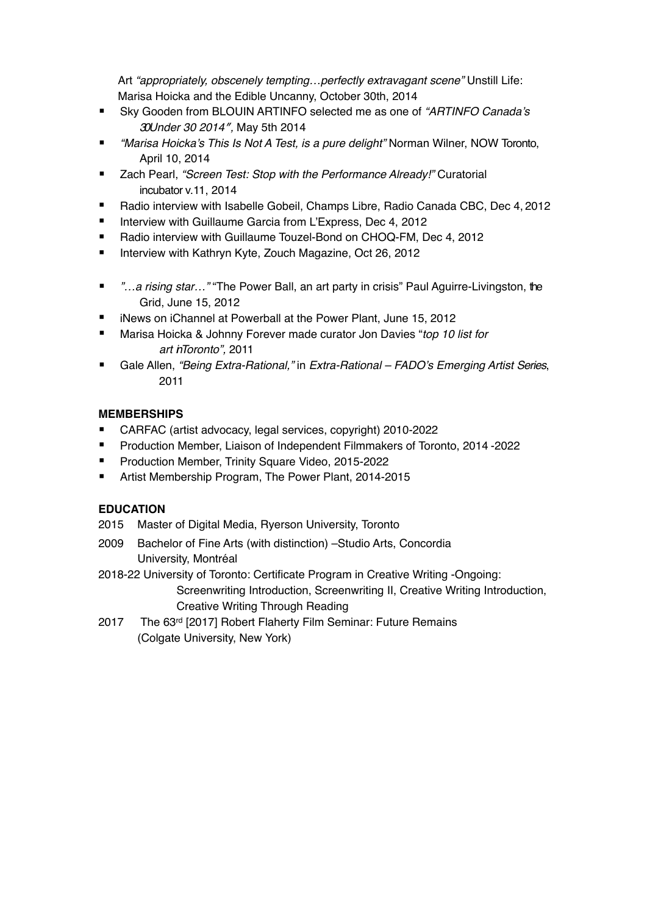Art *"appropriately, obscenely tempting…perfectly extravagant scene"* Unstill Life: Marisa Hoicka and the Edible Uncanny, October 30th, 2014

- Sky Gooden from BLOUIN ARTINFO selected me as one of *"ARTINFO Canada's 30Under 30 2014",* May 5th 2014
- *"Marisa Hoicka's This Is Not A Test, is a pure delight"* Norman Wilner, NOW Toronto, April 10, 2014
- Zach Pearl, *"Screen Test: Stop with the Performance Already!"* Curatorial incubator v.11, 2014
- Radio interview with Isabelle Gobeil, Champs Libre, Radio Canada CBC, Dec 4, 2012
- Interview with Guillaume Garcia from L'Express, Dec 4, 2012
- Radio interview with Guillaume Touzel-Bond on CHOQ-FM, Dec 4, 2012
- Interview with Kathryn Kyte, Zouch Magazine, Oct 26, 2012
- *"…a rising star…"* "The Power Ball, an art party in crisis" Paul Aguirre-Livingston, the Grid, June 15, 2012
- iNews on iChannel at Powerball at the Power Plant, June 15, 2012
- Marisa Hoicka & Johnny Forever made curator Jon Davies "*top 10 list for art inToronto",* 2011
- Gale Allen, *"Being Extra-Rational,"* in *Extra-Rational – FADO's Emerging Artist Series*, 2011

**MEMBERSHIPS**

- CARFAC (artist advocacy, legal services, copyright) 2010-2022
- Production Member, Liaison of Independent Filmmakers of Toronto, 2014 -2022
- Production Member, Trinity Square Video, 2015-2022
- Artist Membership Program, The Power Plant, 2014-2015

**EDUCATION**

2015 Master of Digital Media, Ryerson University, Toronto

2009 Bachelor of Fine Arts (with distinction) –Studio Arts, Concordia University, Montréal

2018-22 University of Toronto: Certificate Program in Creative Writing -Ongoing: Screenwriting Introduction, Screenwriting II, Creative Writing Introduction, Creative Writing Through Reading

2017 The 63rd [2017] Robert Flaherty Film Seminar: Future Remains (Colgate University, New York)